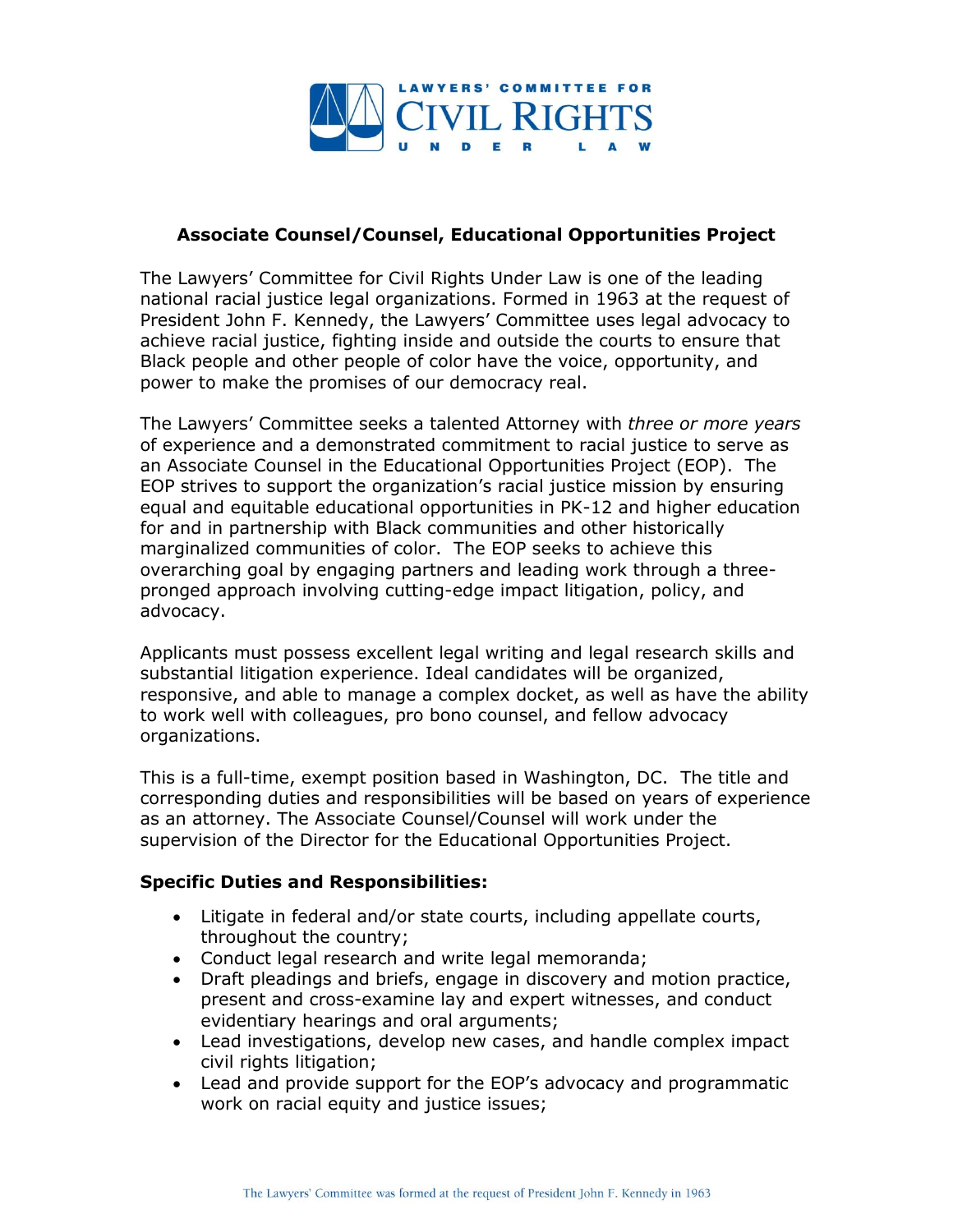LAWYERS' COMMITTEE FOR CIVIL RIGHTS UNDER LAW

**Associate Counsel/Counsel, Educational Opportunities Project**

The Lawyers' Committee for Civil Rights Under Law is one of the leading national racial justice legal organizations. Formed in 1963 at the request of President John F. Kennedy, the Lawyers' Committee uses legal advocacy to achieve racial justice, fighting inside and outside the courts to ensure that Black people and other people of color have the voice, opportunity, and power to make the promises of our democracy real.

The Lawyers' Committee seeks a talented Attorney with *three or more years* of experience and a demonstrated commitment to racial justice to serve as an Associate Counsel in the Educational Opportunities Project (EOP). The EOP strives to support the organization's racial justice mission by ensuring equal and equitable educational opportunities in PK-12 and higher education for and in partnership with Black communities and other historically marginalized communities of color. The EOP seeks to achieve this overarching goal by engaging partners and leading work through a three-pronged approach involving cutting-edge impact litigation, policy, and advocacy.

Applicants must possess excellent legal writing and legal research skills and substantial litigation experience. Ideal candidates will be organized, responsive, and able to manage a complex docket, as well as have the ability to work well with colleagues, pro bono counsel, and fellow advocacy organizations.

This is a full-time, exempt position based in Washington, DC. The title and corresponding duties and responsibilities will be based on years of experience as an attorney. The Associate Counsel/Counsel will work under the supervision of the Director for the Educational Opportunities Project.

**Specific Duties and Responsibilities:**

- Litigate in federal and/or state courts, including appellate courts, throughout the country;
- Conduct legal research and write legal memoranda;
- Draft pleadings and briefs, engage in discovery and motion practice, present and cross-examine lay and expert witnesses, and conduct evidentiary hearings and oral arguments;
- Lead investigations, develop new cases, and handle complex impact civil rights litigation;
- Lead and provide support for the EOP's advocacy and programmatic work on racial equity and justice issues;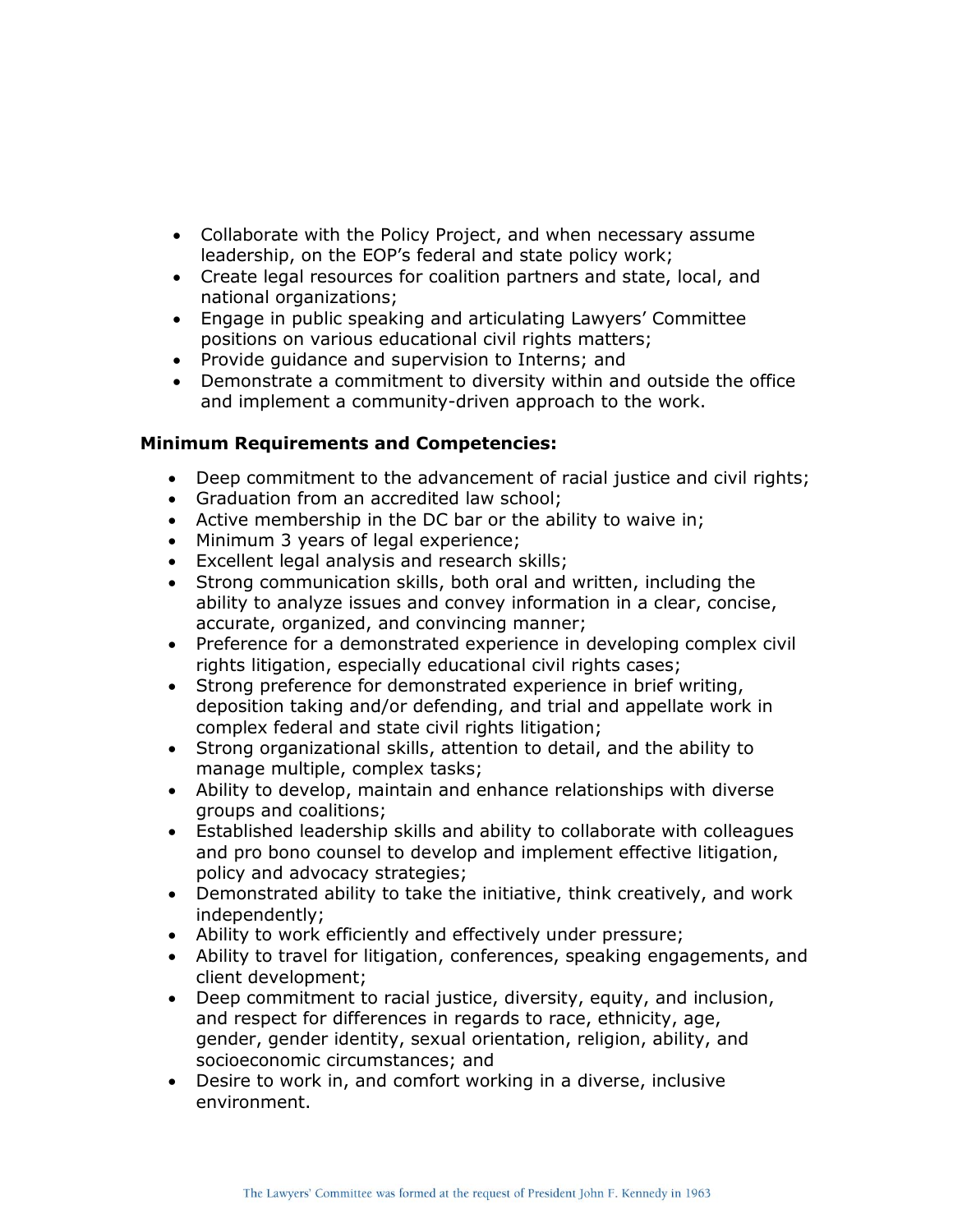- Collaborate with the Policy Project, and when necessary assume leadership, on the EOP's federal and state policy work;
- Create legal resources for coalition partners and state, local, and national organizations;
- Engage in public speaking and articulating Lawyers' Committee positions on various educational civil rights matters;
- Provide guidance and supervision to Interns; and
- Demonstrate a commitment to diversity within and outside the office and implement a community-driven approach to the work.

**Minimum Requirements and Competencies:**

- Deep commitment to the advancement of racial justice and civil rights;
- Graduation from an accredited law school;
- Active membership in the DC bar or the ability to waive in;
- Minimum 3 years of legal experience;
- Excellent legal analysis and research skills;
- Strong communication skills, both oral and written, including the ability to analyze issues and convey information in a clear, concise, accurate, organized, and convincing manner;
- Preference for a demonstrated experience in developing complex civil rights litigation, especially educational civil rights cases;
- Strong preference for demonstrated experience in brief writing, deposition taking and/or defending, and trial and appellate work in complex federal and state civil rights litigation;
- Strong organizational skills, attention to detail, and the ability to manage multiple, complex tasks;
- Ability to develop, maintain and enhance relationships with diverse groups and coalitions;
- Established leadership skills and ability to collaborate with colleagues and pro bono counsel to develop and implement effective litigation, policy and advocacy strategies;
- Demonstrated ability to take the initiative, think creatively, and work independently;
- Ability to work efficiently and effectively under pressure;
- Ability to travel for litigation, conferences, speaking engagements, and client development;
- Deep commitment to racial justice, diversity, equity, and inclusion, and respect for differences in regards to race, ethnicity, age, gender, gender identity, sexual orientation, religion, ability, and socioeconomic circumstances; and
- Desire to work in, and comfort working in a diverse, inclusive environment.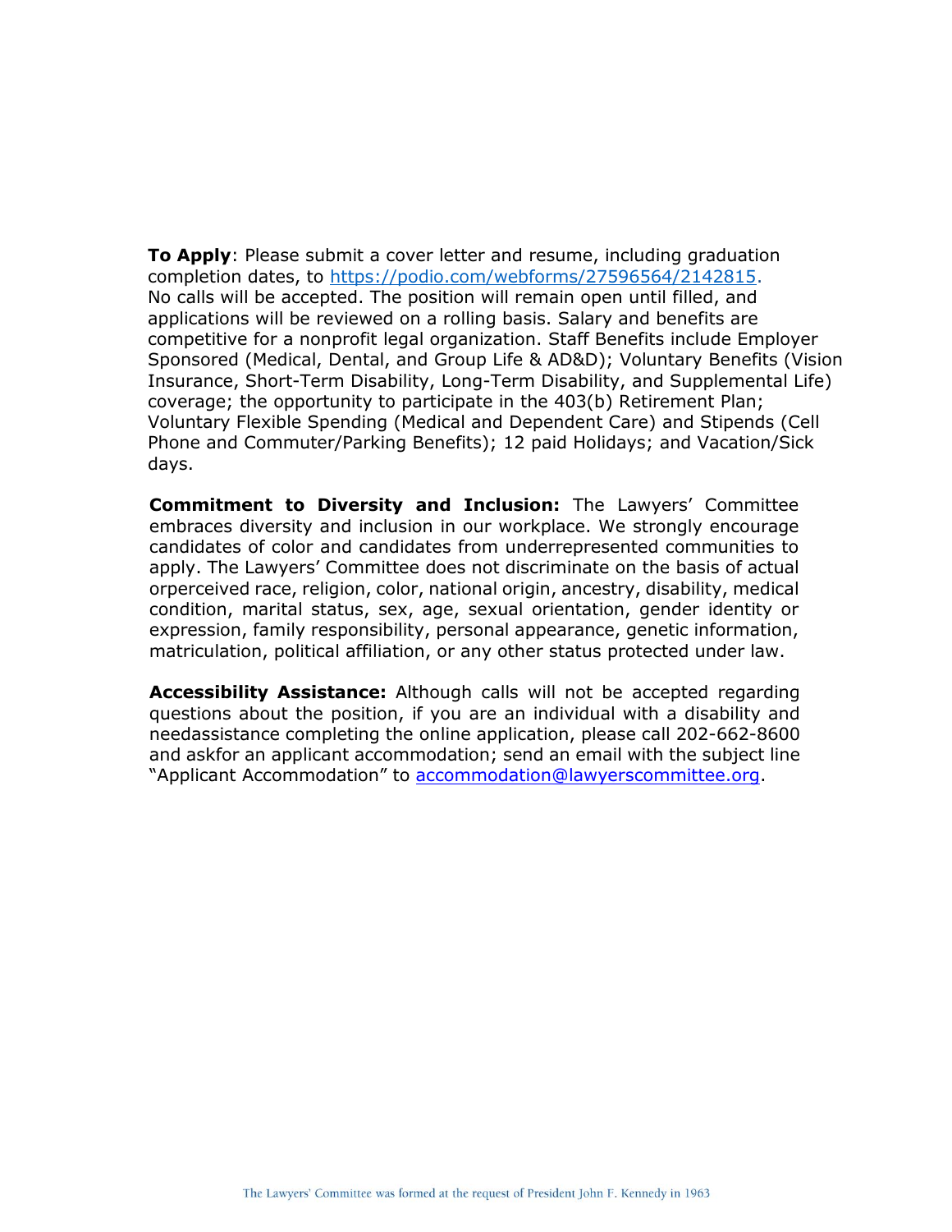**To Apply**: Please submit a cover letter and resume, including graduation completion dates, to https://podio.com/webforms/27596564/2142815. No calls will be accepted. The position will remain open until filled, and applications will be reviewed on a rolling basis. Salary and benefits are competitive for a nonprofit legal organization. Staff Benefits include Employer Sponsored (Medical, Dental, and Group Life & AD&D); Voluntary Benefits (Vision Insurance, Short-Term Disability, Long-Term Disability, and Supplemental Life) coverage; the opportunity to participate in the 403(b) Retirement Plan; Voluntary Flexible Spending (Medical and Dependent Care) and Stipends (Cell Phone and Commuter/Parking Benefits); 12 paid Holidays; and Vacation/Sick days.

**Commitment to Diversity and Inclusion:** The Lawyers' Committee embraces diversity and inclusion in our workplace. We strongly encourage candidates of color and candidates from underrepresented communities to apply. The Lawyers' Committee does not discriminate on the basis of actual orperceived race, religion, color, national origin, ancestry, disability, medical condition, marital status, sex, age, sexual orientation, gender identity or expression, family responsibility, personal appearance, genetic information, matriculation, political affiliation, or any other status protected under law.

**Accessibility Assistance:** Although calls will not be accepted regarding questions about the position, if you are an individual with a disability and needassistance completing the online application, please call 202-662-8600 and askfor an applicant accommodation; send an email with the subject line "Applicant Accommodation" to accommodation@lawyerscommittee.org.

The Lawyers' Committee was formed at the request of President John F. Kennedy in 1963